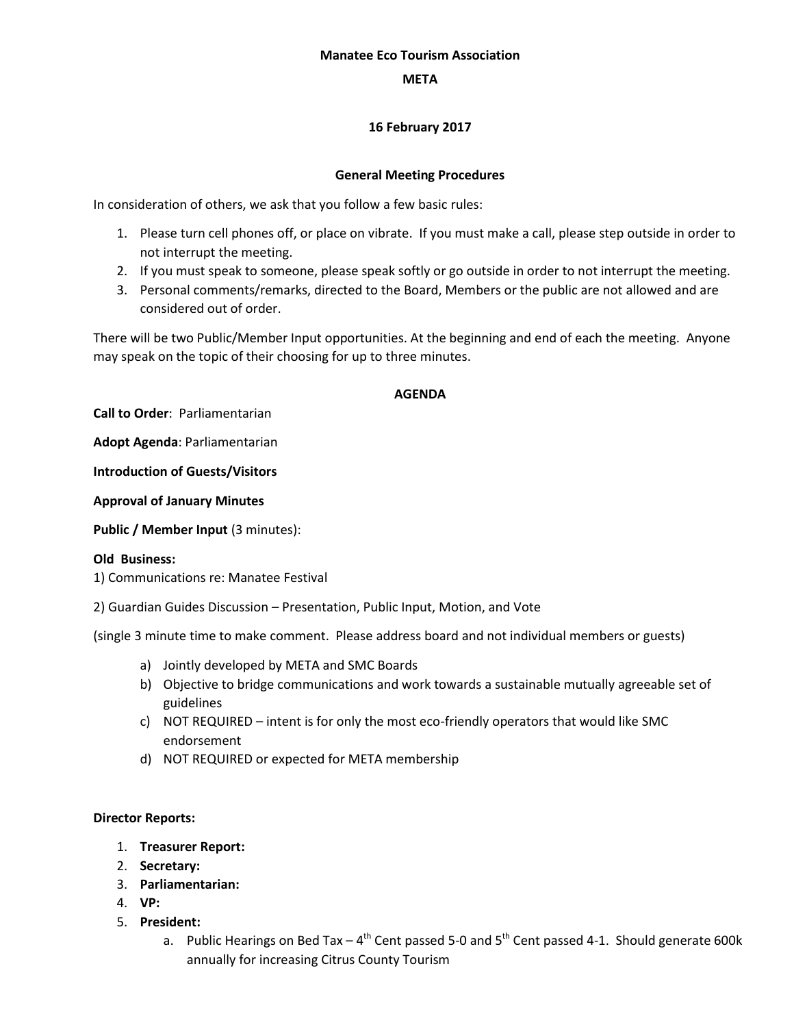**Manatee Eco Tourism Association**

**META**

**16 February 2017**

**General Meeting Procedures**

In consideration of others, we ask that you follow a few basic rules:

1. Please turn cell phones off, or place on vibrate. If you must make a call, please step outside in order to not interrupt the meeting.
2. If you must speak to someone, please speak softly or go outside in order to not interrupt the meeting.
3. Personal comments/remarks, directed to the Board, Members or the public are not allowed and are considered out of order.

There will be two Public/Member Input opportunities. At the beginning and end of each the meeting. Anyone may speak on the topic of their choosing for up to three minutes.

**AGENDA**

**Call to Order**: Parliamentarian

**Adopt Agenda**: Parliamentarian

**Introduction of Guests/Visitors**

**Approval of January Minutes**

**Public / Member Input** (3 minutes):

**Old Business:**
1) Communications re: Manatee Festival

2) Guardian Guides Discussion – Presentation, Public Input, Motion, and Vote

(single 3 minute time to make comment. Please address board and not individual members or guests)

a) Jointly developed by META and SMC Boards
b) Objective to bridge communications and work towards a sustainable mutually agreeable set of guidelines
c) NOT REQUIRED – intent is for only the most eco-friendly operators that would like SMC endorsement
d) NOT REQUIRED or expected for META membership

**Director Reports:**

1. **Treasurer Report:**
2. **Secretary:**
3. **Parliamentarian:**
4. **VP:**
5. **President:**
   a. Public Hearings on Bed Tax – 4th Cent passed 5-0 and 5th Cent passed 4-1. Should generate 600k annually for increasing Citrus County Tourism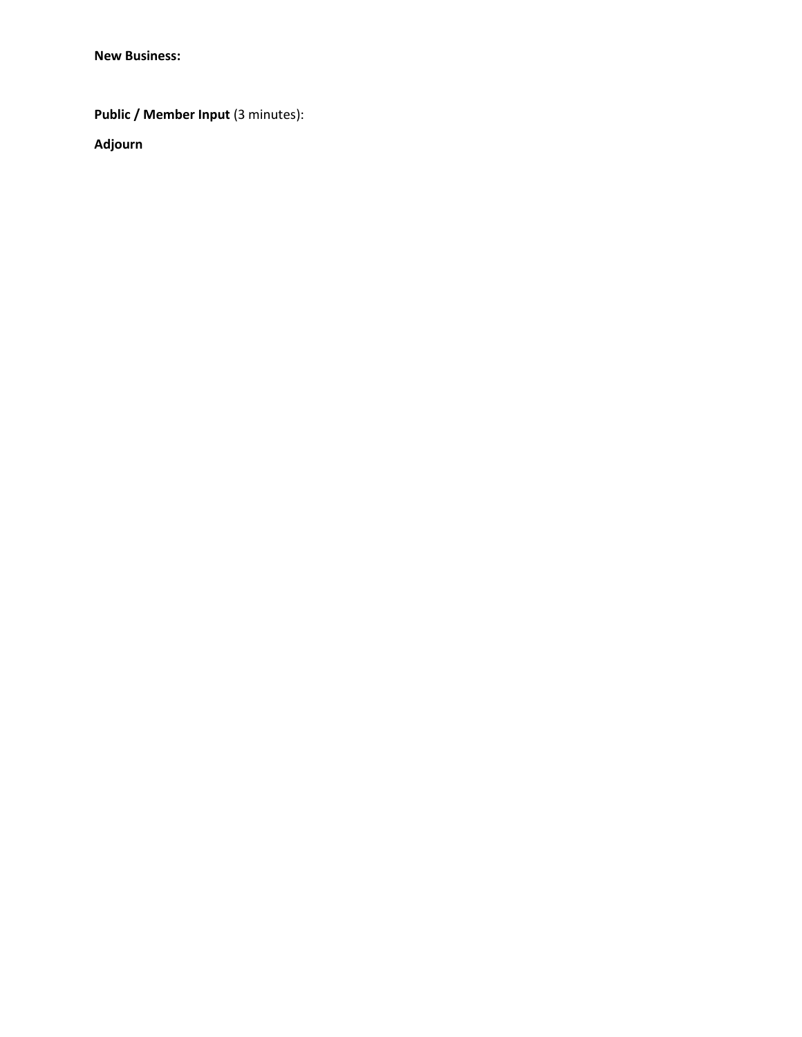**New Business:**

**Public / Member Input** (3 minutes):

**Adjourn**